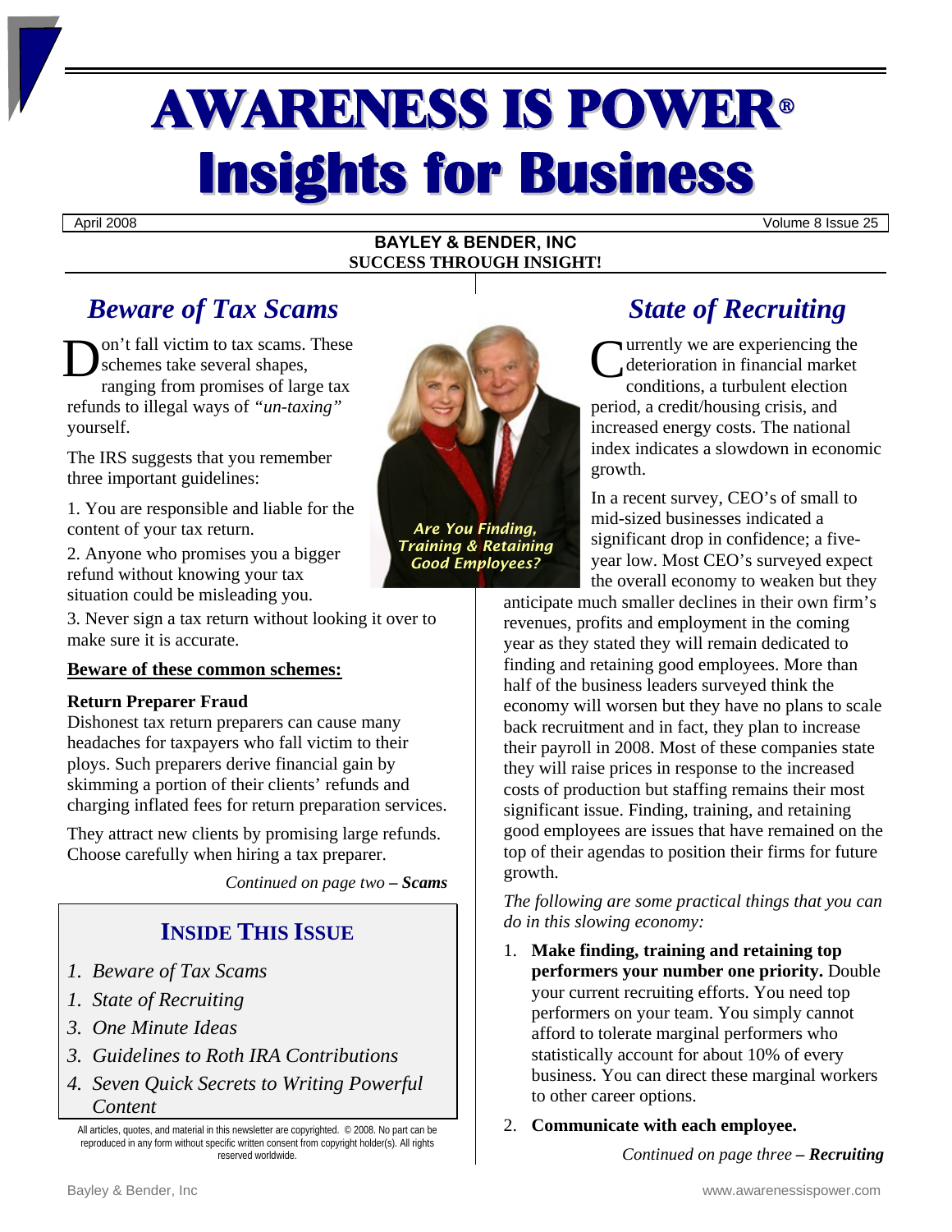// AWARENESS IS POWER®
# Insights for Business

April 2008 Volume 8 Issue 25

**BAYLEY & BENDER, INC**
**SUCCESS THROUGH INSIGHT!**

## *Beware of Tax Scams*

Don't fall victim to tax scams. These schemes take several shapes, ranging from promises of large tax refunds to illegal ways of *"un-taxing"* yourself.

The IRS suggests that you remember three important guidelines:

1. You are responsible and liable for the content of your tax return.
2. Anyone who promises you a bigger refund without knowing your tax situation could be misleading you.
3. Never sign a tax return without looking it over to make sure it is accurate.

**Beware of these common schemes:**

**Return Preparer Fraud**
Dishonest tax return preparers can cause many headaches for taxpayers who fall victim to their ploys. Such preparers derive financial gain by skimming a portion of their clients' refunds and charging inflated fees for return preparation services.

They attract new clients by promising large refunds. Choose carefully when hiring a tax preparer.

*Continued on page two* ***– Scams***

### INSIDE THIS ISSUE

1. *Beware of Tax Scams*
1. *State of Recruiting*
3. *One Minute Ideas*
3. *Guidelines to Roth IRA Contributions*
4. *Seven Quick Secrets to Writing Powerful Content*

All articles, quotes, and material in this newsletter are copyrighted. © 2008. No part can be reproduced in any form without specific written consent from copyright holder(s). All rights reserved worldwide.

***Are You Finding, Training & Retaining Good Employees?***

## *State of Recruiting*

Currently we are experiencing the deterioration in financial market conditions, a turbulent election period, a credit/housing crisis, and increased energy costs. The national index indicates a slowdown in economic growth.

In a recent survey, CEO's of small to mid-sized businesses indicated a significant drop in confidence; a five-year low. Most CEO's surveyed expect the overall economy to weaken but they anticipate much smaller declines in their own firm's revenues, profits and employment in the coming year as they stated they will remain dedicated to finding and retaining good employees. More than half of the business leaders surveyed think the economy will worsen but they have no plans to scale back recruitment and in fact, they plan to increase their payroll in 2008. Most of these companies state they will raise prices in response to the increased costs of production but staffing remains their most significant issue. Finding, training, and retaining good employees are issues that have remained on the top of their agendas to position their firms for future growth.

*The following are some practical things that you can do in this slowing economy:*

1. **Make finding, training and retaining top performers your number one priority.** Double your current recruiting efforts. You need top performers on your team. You simply cannot afford to tolerate marginal performers who statistically account for about 10% of every business. You can direct these marginal workers to other career options.
2. **Communicate with each employee.**

*Continued on page three* ***– Recruiting***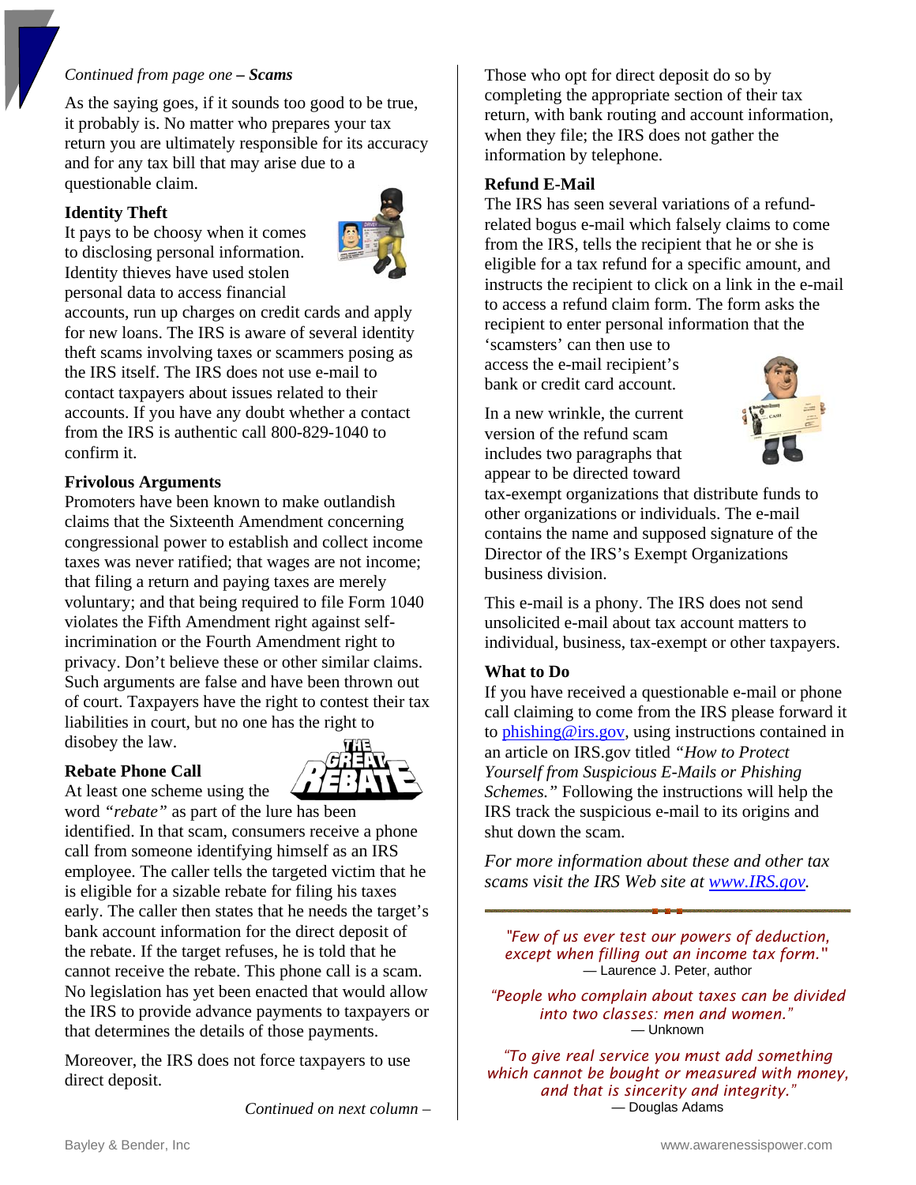*Continued from page one – **Scams***

As the saying goes, if it sounds too good to be true, it probably is. No matter who prepares your tax return you are ultimately responsible for its accuracy and for any tax bill that may arise due to a questionable claim.

**Identity Theft**

It pays to be choosy when it comes to disclosing personal information. Identity thieves have used stolen personal data to access financial accounts, run up charges on credit cards and apply for new loans. The IRS is aware of several identity theft scams involving taxes or scammers posing as the IRS itself. The IRS does not use e-mail to contact taxpayers about issues related to their accounts. If you have any doubt whether a contact from the IRS is authentic call 800-829-1040 to confirm it.

**Frivolous Arguments**

Promoters have been known to make outlandish claims that the Sixteenth Amendment concerning congressional power to establish and collect income taxes was never ratified; that wages are not income; that filing a return and paying taxes are merely voluntary; and that being required to file Form 1040 violates the Fifth Amendment right against self-incrimination or the Fourth Amendment right to privacy. Don't believe these or other similar claims. Such arguments are false and have been thrown out of court. Taxpayers have the right to contest their tax liabilities in court, but no one has the right to disobey the law.

**Rebate Phone Call**

At least one scheme using the word *"rebate"* as part of the lure has been identified. In that scam, consumers receive a phone call from someone identifying himself as an IRS employee. The caller tells the targeted victim that he is eligible for a sizable rebate for filing his taxes early. The caller then states that he needs the target's bank account information for the direct deposit of the rebate. If the target refuses, he is told that he cannot receive the rebate. This phone call is a scam. No legislation has yet been enacted that would allow the IRS to provide advance payments to taxpayers or that determines the details of those payments.

Moreover, the IRS does not force taxpayers to use direct deposit.

*Continued on next column –*

Those who opt for direct deposit do so by completing the appropriate section of their tax return, with bank routing and account information, when they file; the IRS does not gather the information by telephone.

**Refund E-Mail**

The IRS has seen several variations of a refund-related bogus e-mail which falsely claims to come from the IRS, tells the recipient that he or she is eligible for a tax refund for a specific amount, and instructs the recipient to click on a link in the e-mail to access a refund claim form. The form asks the recipient to enter personal information that the 'scamsters' can then use to access the e-mail recipient's bank or credit card account.

In a new wrinkle, the current version of the refund scam includes two paragraphs that appear to be directed toward tax-exempt organizations that distribute funds to other organizations or individuals. The e-mail contains the name and supposed signature of the Director of the IRS's Exempt Organizations business division.

This e-mail is a phony. The IRS does not send unsolicited e-mail about tax account matters to individual, business, tax-exempt or other taxpayers.

**What to Do**

If you have received a questionable e-mail or phone call claiming to come from the IRS please forward it to phishing@irs.gov, using instructions contained in an article on IRS.gov titled *"How to Protect Yourself from Suspicious E-Mails or Phishing Schemes."* Following the instructions will help the IRS track the suspicious e-mail to its origins and shut down the scam.

*For more information about these and other tax scams visit the IRS Web site at www.IRS.gov.*

---

*"Few of us ever test our powers of deduction, except when filling out an income tax form."*
— Laurence J. Peter, author

*"People who complain about taxes can be divided into two classes: men and women."*
— Unknown

*"To give real service you must add something which cannot be bought or measured with money, and that is sincerity and integrity."*
— Douglas Adams

Bayley & Bender, Inc www.awarenessispower.com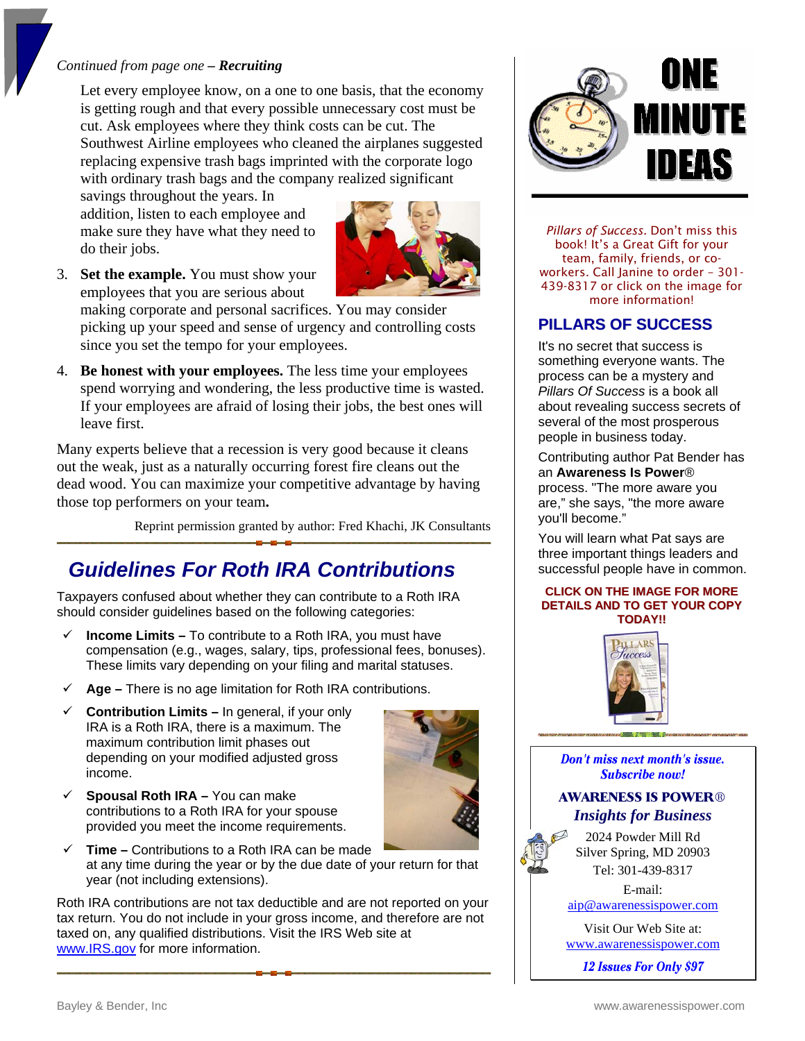*Continued from page one* – ***Recruiting***

Let every employee know, on a one to one basis, that the economy is getting rough and that every possible unnecessary cost must be cut. Ask employees where they think costs can be cut. The Southwest Airline employees who cleaned the airplanes suggested replacing expensive trash bags imprinted with the corporate logo with ordinary trash bags and the company realized significant savings throughout the years. In addition, listen to each employee and make sure they have what they need to do their jobs.

3. **Set the example.** You must show your employees that you are serious about making corporate and personal sacrifices. You may consider picking up your speed and sense of urgency and controlling costs since you set the tempo for your employees.
4. **Be honest with your employees.** The less time your employees spend worrying and wondering, the less productive time is wasted. If your employees are afraid of losing their jobs, the best ones will leave first.

Many experts believe that a recession is very good because it cleans out the weak, just as a naturally occurring forest fire cleans out the dead wood. You can maximize your competitive advantage by having those top performers on your team**.**

Reprint permission granted by author: Fred Khachi, JK Consultants

## *Guidelines For Roth IRA Contributions*

Taxpayers confused about whether they can contribute to a Roth IRA should consider guidelines based on the following categories:

- ✓ **Income Limits –** To contribute to a Roth IRA, you must have compensation (e.g., wages, salary, tips, professional fees, bonuses). These limits vary depending on your filing and marital statuses.
- ✓ **Age –** There is no age limitation for Roth IRA contributions.
- ✓ **Contribution Limits –** In general, if your only IRA is a Roth IRA, there is a maximum. The maximum contribution limit phases out depending on your modified adjusted gross income.
- ✓ **Spousal Roth IRA –** You can make contributions to a Roth IRA for your spouse provided you meet the income requirements.
- ✓ **Time –** Contributions to a Roth IRA can be made at any time during the year or by the due date of your return for that year (not including extensions).

Roth IRA contributions are not tax deductible and are not reported on your tax return. You do not include in your gross income, and therefore are not taxed on, any qualified distributions. Visit the IRS Web site at www.IRS.gov for more information.

## ONE MINUTE IDEAS

*Pillars of Success*. Don't miss this book! It's a Great Gift for your team, family, friends, or co-workers. Call Janine to order – 301-439-8317 or click on the image for more information!

### PILLARS OF SUCCESS

It's no secret that success is something everyone wants. The process can be a mystery and *Pillars Of Success* is a book all about revealing success secrets of several of the most prosperous people in business today.

Contributing author Pat Bender has an **Awareness Is Power**® process. "The more aware you are," she says, "the more aware you'll become."

You will learn what Pat says are three important things leaders and successful people have in common.

**CLICK ON THE IMAGE FOR MORE DETAILS AND TO GET YOUR COPY TODAY!!**

***Don't miss next month's issue. Subscribe now!***

**AWARENESS IS POWER**®
***Insights for Business***

2024 Powder Mill Rd
Silver Spring, MD 20903
Tel: 301-439-8317

E-mail:
aip@awarenessispower.com

Visit Our Web Site at:
www.awarenessispower.com

***12 Issues For Only $97***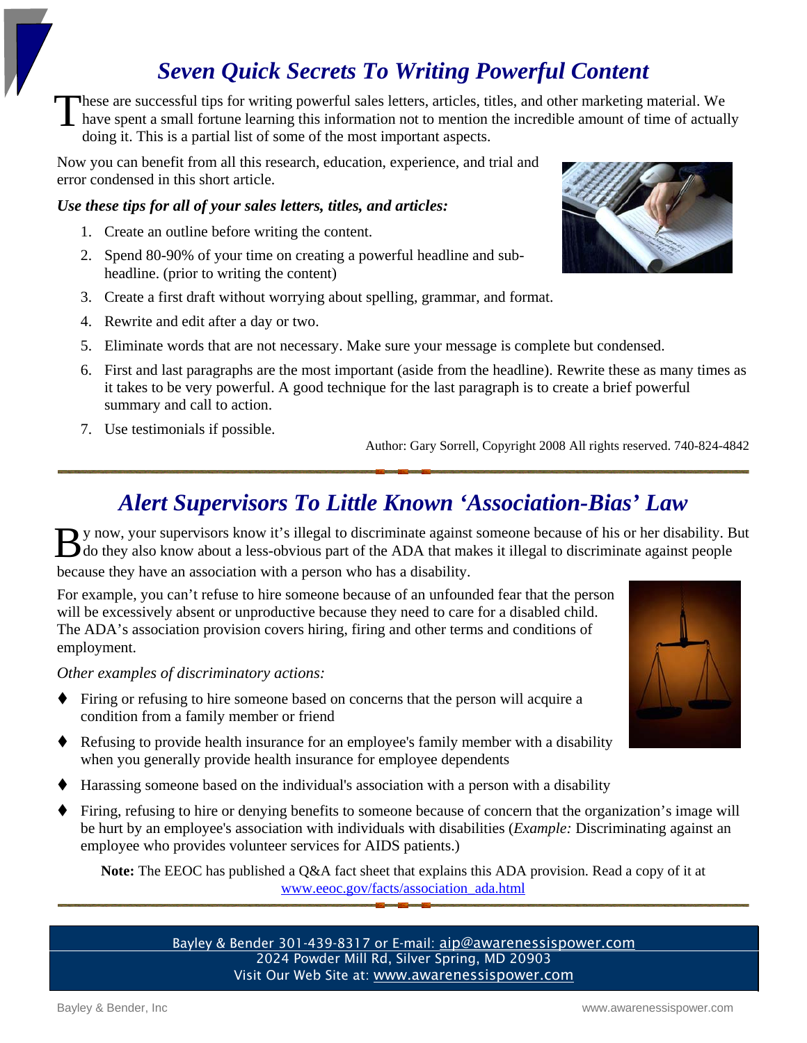## *Seven Quick Secrets To Writing Powerful Content*

These are successful tips for writing powerful sales letters, articles, titles, and other marketing material. We have spent a small fortune learning this information not to mention the incredible amount of time of actually doing it. This is a partial list of some of the most important aspects.

Now you can benefit from all this research, education, experience, and trial and error condensed in this short article.

***Use these tips for all of your sales letters, titles, and articles:***

1. Create an outline before writing the content.
2. Spend 80-90% of your time on creating a powerful headline and sub-headline. (prior to writing the content)
3. Create a first draft without worrying about spelling, grammar, and format.
4. Rewrite and edit after a day or two.
5. Eliminate words that are not necessary. Make sure your message is complete but condensed.
6. First and last paragraphs are the most important (aside from the headline). Rewrite these as many times as it takes to be very powerful. A good technique for the last paragraph is to create a brief powerful summary and call to action.
7. Use testimonials if possible.

Author: Gary Sorrell, Copyright 2008 All rights reserved. 740-824-4842

## *Alert Supervisors To Little Known 'Association-Bias' Law*

By now, your supervisors know it's illegal to discriminate against someone because of his or her disability. But do they also know about a less-obvious part of the ADA that makes it illegal to discriminate against people because they have an association with a person who has a disability.

For example, you can't refuse to hire someone because of an unfounded fear that the person will be excessively absent or unproductive because they need to care for a disabled child. The ADA's association provision covers hiring, firing and other terms and conditions of employment.

*Other examples of discriminatory actions:*

- Firing or refusing to hire someone based on concerns that the person will acquire a condition from a family member or friend
- Refusing to provide health insurance for an employee's family member with a disability when you generally provide health insurance for employee dependents
- Harassing someone based on the individual's association with a person with a disability
- Firing, refusing to hire or denying benefits to someone because of concern that the organization's image will be hurt by an employee's association with individuals with disabilities (*Example:* Discriminating against an employee who provides volunteer services for AIDS patients.)

**Note:** The EEOC has published a Q&A fact sheet that explains this ADA provision. Read a copy of it at www.eeoc.gov/facts/association_ada.html

Bayley & Bender 301-439-8317 or E-mail: aip@awarenessispower.com
2024 Powder Mill Rd, Silver Spring, MD 20903
Visit Our Web Site at: www.awarenessispower.com